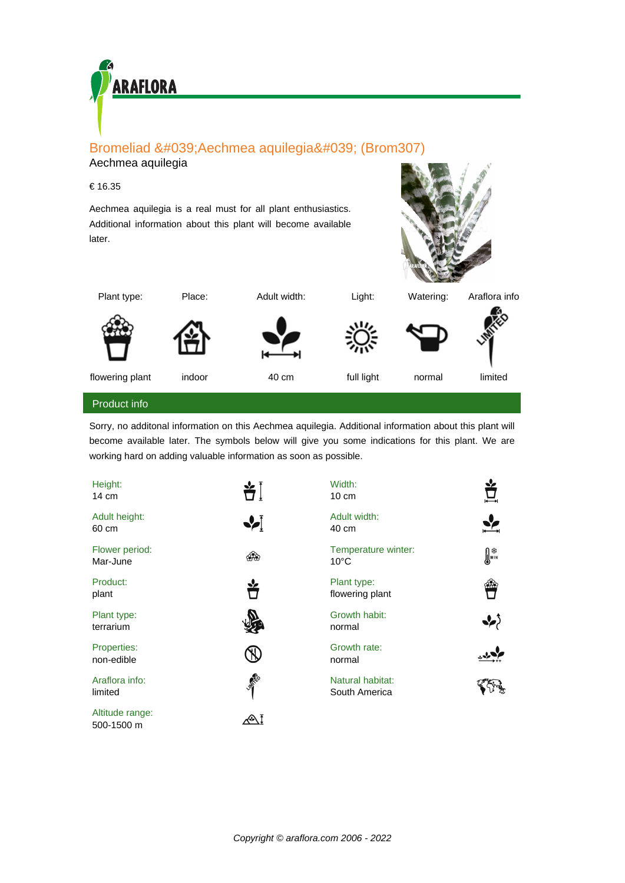# Bromeliad &#039;Aechmea aquilegia&#039; (Brom307)

Aechmea aquilegia

€ 16.35

Aechmea aquilegia is a real must for all plant enthusiastics. Additional information about this plant will become available later.

| Plant type: | Place: | Adult width: | Light: | Watering: | Araflora info |
|---|---|---|---|---|---|
| flowering plant | indoor | 40 cm | full light | normal | limited |

## Product info

Sorry, no additonal information on this Aechmea aquilegia. Additional information about this plant will become available later. The symbols below will give you some indications for this plant. We are working hard on adding valuable information as soon as possible.

**Height:**
14 cm

**Width:**
10 cm

**Adult height:**
60 cm

**Adult width:**
40 cm

**Flower period:**
Mar-June

**Temperature winter:**
10°C

**Product:**
plant

**Plant type:**
flowering plant

**Plant type:**
terrarium

**Growth habit:**
normal

**Properties:**
non-edible

**Growth rate:**
normal

**Araflora info:**
limited

**Natural habitat:**
South America

**Altitude range:**
500-1500 m

*Copyright © araflora.com 2006 - 2022*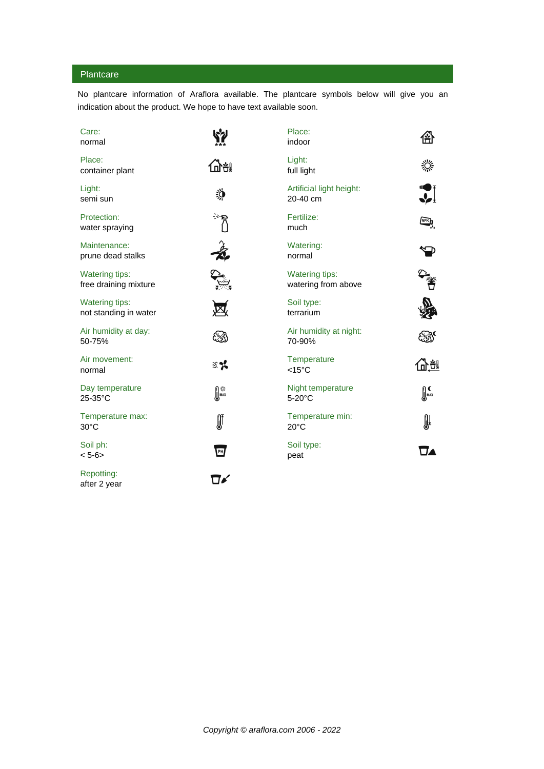## Plantcare

No plantcare information of Araflora available. The plantcare symbols below will give you an indication about the product. We hope to have text available soon.

Care:
normal

Place:
indoor

Place:
container plant

Light:
full light

Light:
semi sun

Artificial light height:
20-40 cm

Protection:
water spraying

Fertilize:
much

Maintenance:
prune dead stalks

Watering:
normal

Watering tips:
free draining mixture

Watering tips:
watering from above

Watering tips:
not standing in water

Soil type:
terrarium

Air humidity at day:
50-75%

Air humidity at night:
70-90%

Air movement:
normal

Temperature
<15°C

Day temperature
25-35°C

Night temperature
5-20°C

Temperature max:
30°C

Temperature min:
20°C

Soil ph:
< 5-6>

Soil type:
peat

Repotting:
after 2 year

*Copyright © araflora.com 2006 - 2022*